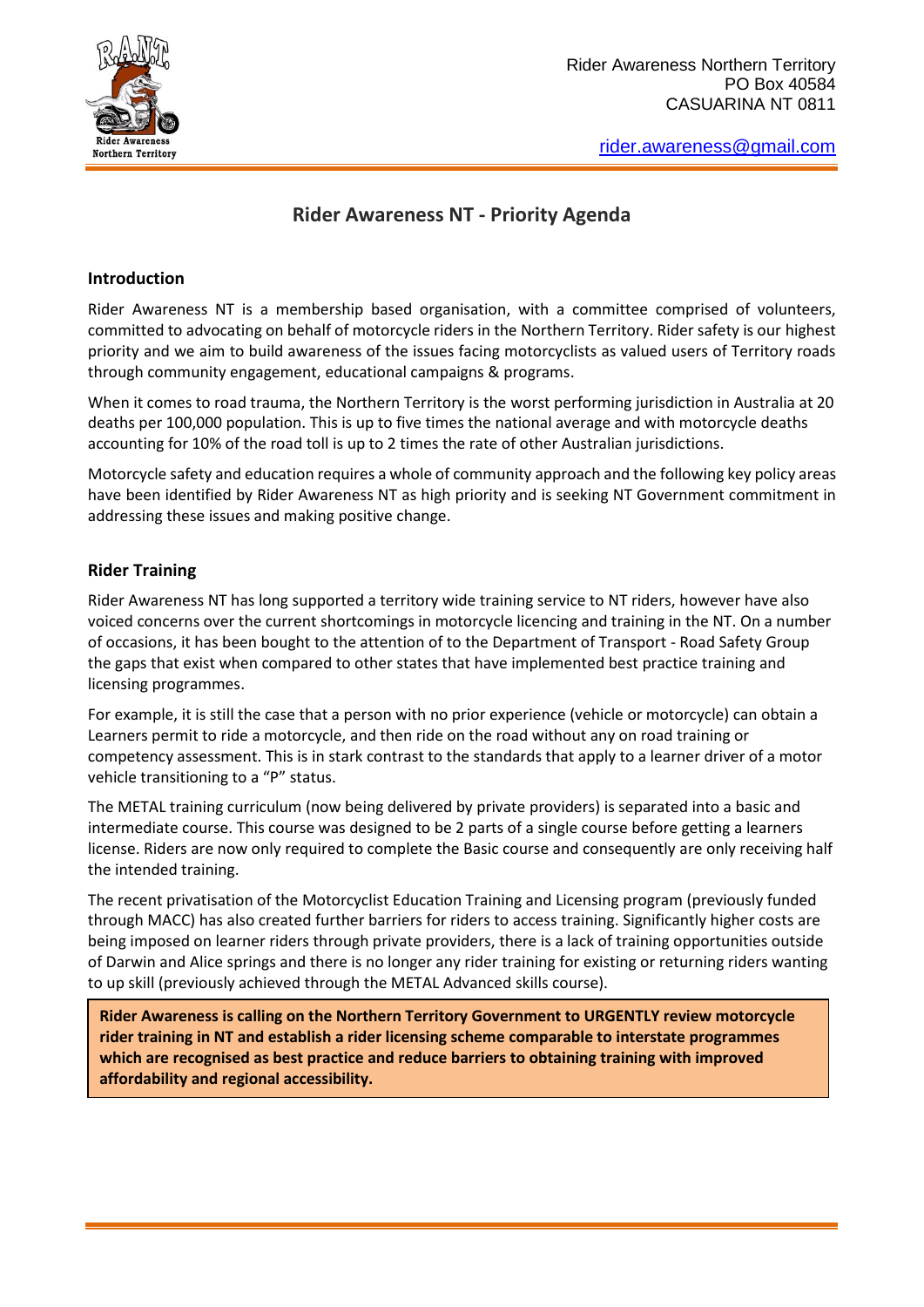Rider Awareness Northern Territory
PO Box 40584
CASUARINA NT 0811

rider.awareness@gmail.com

# Rider Awareness NT - Priority Agenda

## Introduction

Rider Awareness NT is a membership based organisation, with a committee comprised of volunteers, committed to advocating on behalf of motorcycle riders in the Northern Territory. Rider safety is our highest priority and we aim to build awareness of the issues facing motorcyclists as valued users of Territory roads through community engagement, educational campaigns & programs.

When it comes to road trauma, the Northern Territory is the worst performing jurisdiction in Australia at 20 deaths per 100,000 population. This is up to five times the national average and with motorcycle deaths accounting for 10% of the road toll is up to 2 times the rate of other Australian jurisdictions.

Motorcycle safety and education requires a whole of community approach and the following key policy areas have been identified by Rider Awareness NT as high priority and is seeking NT Government commitment in addressing these issues and making positive change.

## Rider Training

Rider Awareness NT has long supported a territory wide training service to NT riders, however have also voiced concerns over the current shortcomings in motorcycle licencing and training in the NT. On a number of occasions, it has been bought to the attention of to the Department of Transport - Road Safety Group the gaps that exist when compared to other states that have implemented best practice training and licensing programmes.

For example, it is still the case that a person with no prior experience (vehicle or motorcycle) can obtain a Learners permit to ride a motorcycle, and then ride on the road without any on road training or competency assessment. This is in stark contrast to the standards that apply to a learner driver of a motor vehicle transitioning to a "P" status.

The METAL training curriculum (now being delivered by private providers) is separated into a basic and intermediate course. This course was designed to be 2 parts of a single course before getting a learners license. Riders are now only required to complete the Basic course and consequently are only receiving half the intended training.

The recent privatisation of the Motorcyclist Education Training and Licensing program (previously funded through MACC) has also created further barriers for riders to access training. Significantly higher costs are being imposed on learner riders through private providers, there is a lack of training opportunities outside of Darwin and Alice springs and there is no longer any rider training for existing or returning riders wanting to up skill (previously achieved through the METAL Advanced skills course).

**Rider Awareness is calling on the Northern Territory Government to URGENTLY review motorcycle rider training in NT and establish a rider licensing scheme comparable to interstate programmes which are recognised as best practice and reduce barriers to obtaining training with improved affordability and regional accessibility.**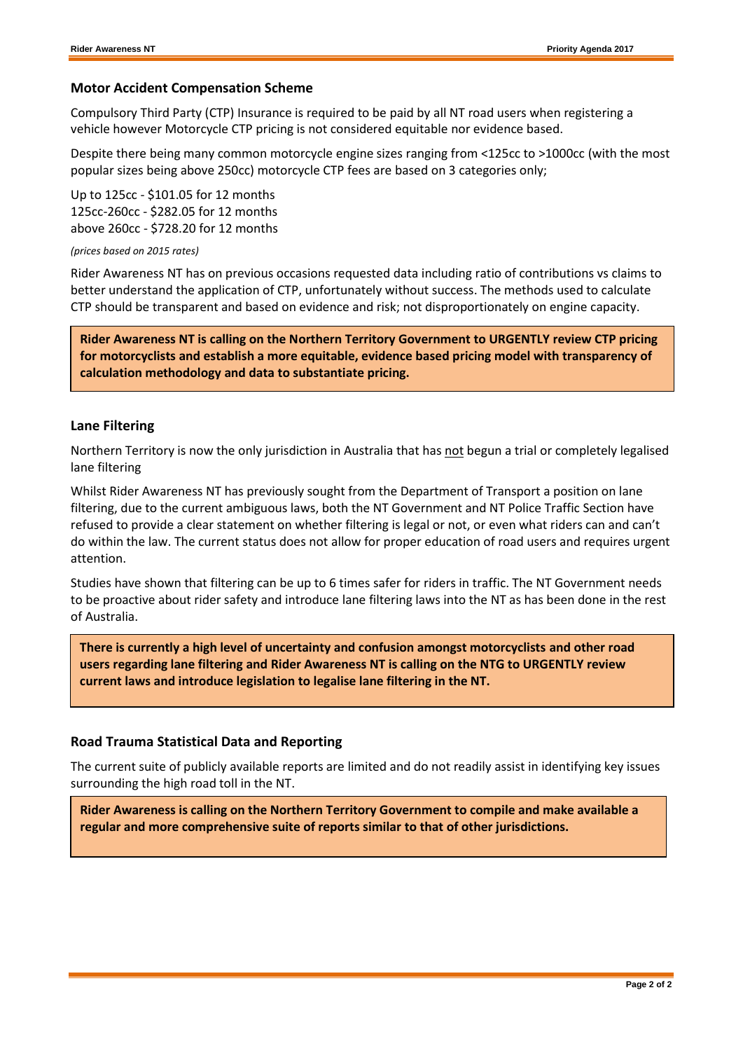## Motor Accident Compensation Scheme

Compulsory Third Party (CTP) Insurance is required to be paid by all NT road users when registering a vehicle however Motorcycle CTP pricing is not considered equitable nor evidence based.

Despite there being many common motorcycle engine sizes ranging from <125cc to >1000cc (with the most popular sizes being above 250cc) motorcycle CTP fees are based on 3 categories only;

Up to 125cc - $101.05 for 12 months
125cc-260cc - $282.05 for 12 months
above 260cc - $728.20 for 12 months

*(prices based on 2015 rates)*

Rider Awareness NT has on previous occasions requested data including ratio of contributions vs claims to better understand the application of CTP, unfortunately without success. The methods used to calculate CTP should be transparent and based on evidence and risk; not disproportionately on engine capacity.

**Rider Awareness NT is calling on the Northern Territory Government to URGENTLY review CTP pricing for motorcyclists and establish a more equitable, evidence based pricing model with transparency of calculation methodology and data to substantiate pricing.**

## Lane Filtering

Northern Territory is now the only jurisdiction in Australia that has not begun a trial or completely legalised lane filtering

Whilst Rider Awareness NT has previously sought from the Department of Transport a position on lane filtering, due to the current ambiguous laws, both the NT Government and NT Police Traffic Section have refused to provide a clear statement on whether filtering is legal or not, or even what riders can and can't do within the law. The current status does not allow for proper education of road users and requires urgent attention.

Studies have shown that filtering can be up to 6 times safer for riders in traffic. The NT Government needs to be proactive about rider safety and introduce lane filtering laws into the NT as has been done in the rest of Australia.

**There is currently a high level of uncertainty and confusion amongst motorcyclists and other road users regarding lane filtering and Rider Awareness NT is calling on the NTG to URGENTLY review current laws and introduce legislation to legalise lane filtering in the NT.**

## Road Trauma Statistical Data and Reporting

The current suite of publicly available reports are limited and do not readily assist in identifying key issues surrounding the high road toll in the NT.

**Rider Awareness is calling on the Northern Territory Government to compile and make available a regular and more comprehensive suite of reports similar to that of other jurisdictions.**